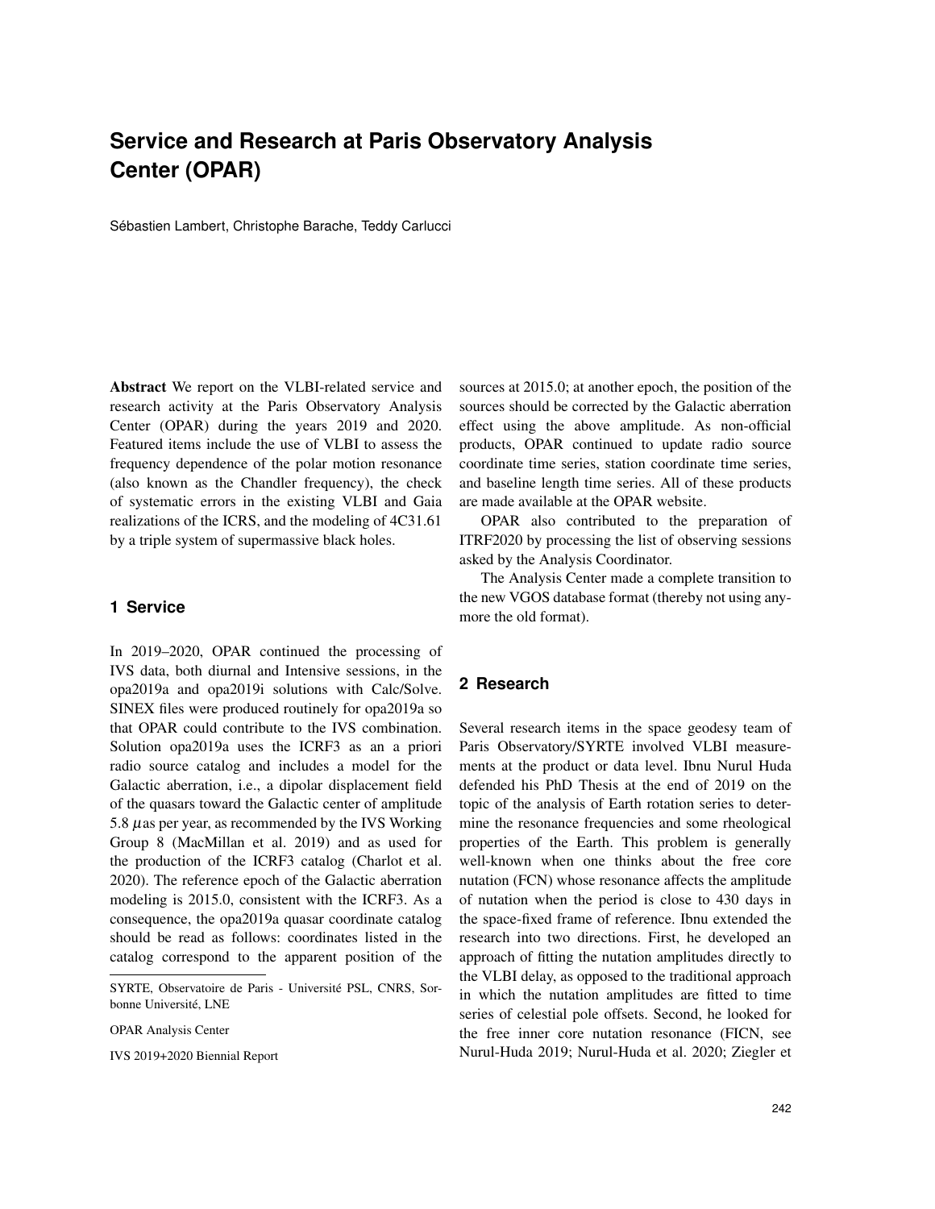# Service and Research at Paris Observatory Analysis Center (OPAR)

Sébastien Lambert, Christophe Barache, Teddy Carlucci

**Abstract** We report on the VLBI-related service and research activity at the Paris Observatory Analysis Center (OPAR) during the years 2019 and 2020. Featured items include the use of VLBI to assess the frequency dependence of the polar motion resonance (also known as the Chandler frequency), the check of systematic errors in the existing VLBI and Gaia realizations of the ICRS, and the modeling of 4C31.61 by a triple system of supermassive black holes.

SYRTE, Observatoire de Paris - Université PSL, CNRS, Sorbonne Université, LNE

OPAR Analysis Center

IVS 2019+2020 Biennial Report

## 1 Service

In 2019–2020, OPAR continued the processing of IVS data, both diurnal and Intensive sessions, in the opa2019a and opa2019i solutions with Calc/Solve. SINEX files were produced routinely for opa2019a so that OPAR could contribute to the IVS combination. Solution opa2019a uses the ICRF3 as an a priori radio source catalog and includes a model for the Galactic aberration, i.e., a dipolar displacement field of the quasars toward the Galactic center of amplitude 5.8 $\mu$as per year, as recommended by the IVS Working Group 8 (MacMillan et al. 2019) and as used for the production of the ICRF3 catalog (Charlot et al. 2020). The reference epoch of the Galactic aberration modeling is 2015.0, consistent with the ICRF3. As a consequence, the opa2019a quasar coordinate catalog should be read as follows: coordinates listed in the catalog correspond to the apparent position of the sources at 2015.0; at another epoch, the position of the sources should be corrected by the Galactic aberration effect using the above amplitude. As non-official products, OPAR continued to update radio source coordinate time series, station coordinate time series, and baseline length time series. All of these products are made available at the OPAR website.

OPAR also contributed to the preparation of ITRF2020 by processing the list of observing sessions asked by the Analysis Coordinator.

The Analysis Center made a complete transition to the new VGOS database format (thereby not using anymore the old format).

## 2 Research

Several research items in the space geodesy team of Paris Observatory/SYRTE involved VLBI measurements at the product or data level. Ibnu Nurul Huda defended his PhD Thesis at the end of 2019 on the topic of the analysis of Earth rotation series to determine the resonance frequencies and some rheological properties of the Earth. This problem is generally well-known when one thinks about the free core nutation (FCN) whose resonance affects the amplitude of nutation when the period is close to 430 days in the space-fixed frame of reference. Ibnu extended the research into two directions. First, he developed an approach of fitting the nutation amplitudes directly to the VLBI delay, as opposed to the traditional approach in which the nutation amplitudes are fitted to time series of celestial pole offsets. Second, he looked for the free inner core nutation resonance (FICN, see Nurul-Huda 2019; Nurul-Huda et al. 2020; Ziegler et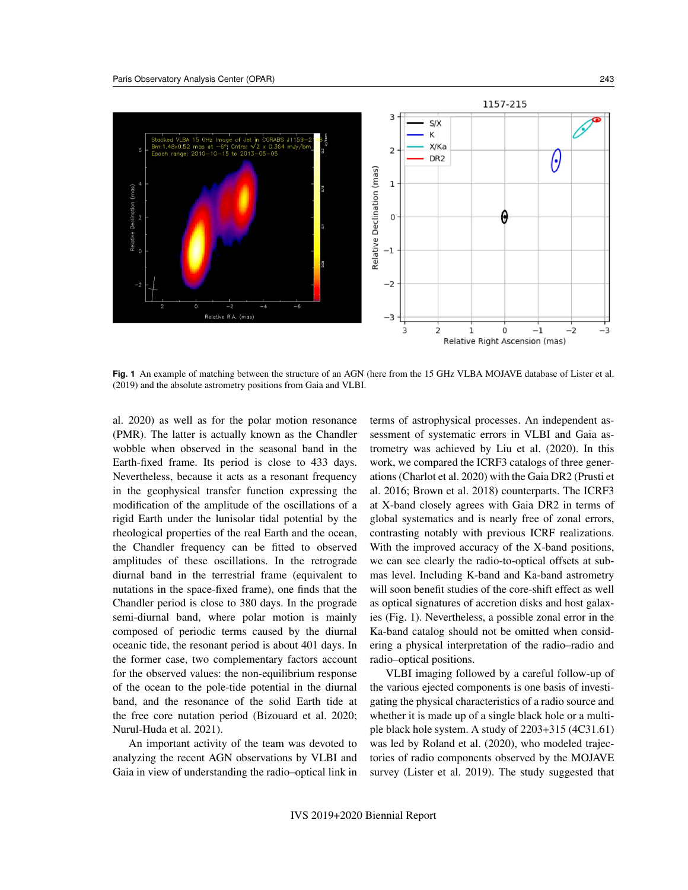**Fig. 1** An example of matching between the structure of an AGN (here from the 15 GHz VLBA MOJAVE database of Lister et al. (2019) and the absolute astrometry positions from Gaia and VLBI.

al. 2020) as well as for the polar motion resonance (PMR). The latter is actually known as the Chandler wobble when observed in the seasonal band in the Earth-fixed frame. Its period is close to 433 days. Nevertheless, because it acts as a resonant frequency in the geophysical transfer function expressing the modification of the amplitude of the oscillations of a rigid Earth under the lunisolar tidal potential by the rheological properties of the real Earth and the ocean, the Chandler frequency can be fitted to observed amplitudes of these oscillations. In the retrograde diurnal band in the terrestrial frame (equivalent to nutations in the space-fixed frame), one finds that the Chandler period is close to 380 days. In the prograde semi-diurnal band, where polar motion is mainly composed of periodic terms caused by the diurnal oceanic tide, the resonant period is about 401 days. In the former case, two complementary factors account for the observed values: the non-equilibrium response of the ocean to the pole-tide potential in the diurnal band, and the resonance of the solid Earth tide at the free core nutation period (Bizouard et al. 2020; Nurul-Huda et al. 2021).

An important activity of the team was devoted to analyzing the recent AGN observations by VLBI and Gaia in view of understanding the radio–optical link in terms of astrophysical processes. An independent assessment of systematic errors in VLBI and Gaia astrometry was achieved by Liu et al. (2020). In this work, we compared the ICRF3 catalogs of three generations (Charlot et al. 2020) with the Gaia DR2 (Prusti et al. 2016; Brown et al. 2018) counterparts. The ICRF3 at X-band closely agrees with Gaia DR2 in terms of global systematics and is nearly free of zonal errors, contrasting notably with previous ICRF realizations. With the improved accuracy of the X-band positions, we can see clearly the radio-to-optical offsets at sub-mas level. Including K-band and Ka-band astrometry will soon benefit studies of the core-shift effect as well as optical signatures of accretion disks and host galaxies (Fig. 1). Nevertheless, a possible zonal error in the Ka-band catalog should not be omitted when considering a physical interpretation of the radio–radio and radio–optical positions.

VLBI imaging followed by a careful follow-up of the various ejected components is one basis of investigating the physical characteristics of a radio source and whether it is made up of a single black hole or a multiple black hole system. A study of 2203+315 (4C31.61) was led by Roland et al. (2020), who modeled trajectories of radio components observed by the MOJAVE survey (Lister et al. 2019). The study suggested that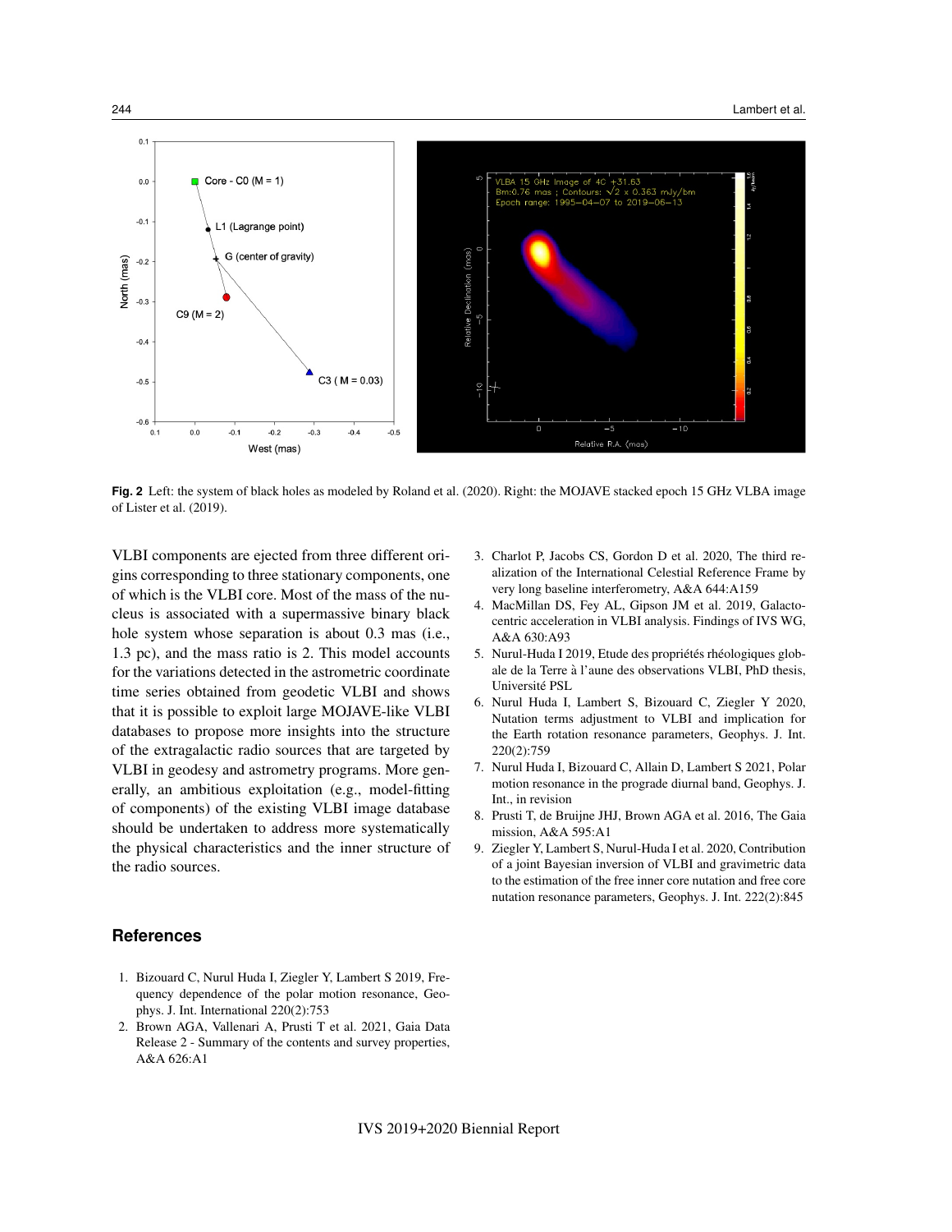0.1

0.0 Core - C0 (M = 1)

-0.1 L1 (Lagrange point)

-0.2 G (center of gravity)

-0.3 C9 (M = 2)

-0.4

-0.5 C3 ( M = 0.03)

-0.6

0.1 0.0 -0.1 -0.2 -0.3 -0.4 -0.5

West (mas)

North (mas)

VLBA 15 GHz Image of 4C +31.63

Bm:0.76 mas ; Contours: $\sqrt{2}$ x 0.363 mJy/bm

Epoch range: 1995-04-07 to 2019-06-13

Relative Declination (mas)

Relative R.A. (mas)

**Fig. 2** Left: the system of black holes as modeled by Roland et al. (2020). Right: the MOJAVE stacked epoch 15 GHz VLBA image of Lister et al. (2019).

VLBI components are ejected from three different origins corresponding to three stationary components, one of which is the VLBI core. Most of the mass of the nucleus is associated with a supermassive binary black hole system whose separation is about 0.3 mas (i.e., 1.3 pc), and the mass ratio is 2. This model accounts for the variations detected in the astrometric coordinate time series obtained from geodetic VLBI and shows that it is possible to exploit large MOJAVE-like VLBI databases to propose more insights into the structure of the extragalactic radio sources that are targeted by VLBI in geodesy and astrometry programs. More generally, an ambitious exploitation (e.g., model-fitting of components) of the existing VLBI image database should be undertaken to address more systematically the physical characteristics and the inner structure of the radio sources.

## References

1. Bizouard C, Nurul Huda I, Ziegler Y, Lambert S 2019, Frequency dependence of the polar motion resonance, Geophys. J. Int. International 220(2):753
2. Brown AGA, Vallenari A, Prusti T et al. 2021, Gaia Data Release 2 - Summary of the contents and survey properties, A&A 626:A1
3. Charlot P, Jacobs CS, Gordon D et al. 2020, The third realization of the International Celestial Reference Frame by very long baseline interferometry, A&A 644:A159
4. MacMillan DS, Fey AL, Gipson JM et al. 2019, Galactocentric acceleration in VLBI analysis. Findings of IVS WG, A&A 630:A93
5. Nurul-Huda I 2019, Etude des propriétés rhéologiques globale de la Terre à l'aune des observations VLBI, PhD thesis, Université PSL
6. Nurul Huda I, Lambert S, Bizouard C, Ziegler Y 2020, Nutation terms adjustment to VLBI and implication for the Earth rotation resonance parameters, Geophys. J. Int. 220(2):759
7. Nurul Huda I, Bizouard C, Allain D, Lambert S 2021, Polar motion resonance in the prograde diurnal band, Geophys. J. Int., in revision
8. Prusti T, de Bruijne JHJ, Brown AGA et al. 2016, The Gaia mission, A&A 595:A1
9. Ziegler Y, Lambert S, Nurul-Huda I et al. 2020, Contribution of a joint Bayesian inversion of VLBI and gravimetric data to the estimation of the free inner core nutation and free core nutation resonance parameters, Geophys. J. Int. 222(2):845